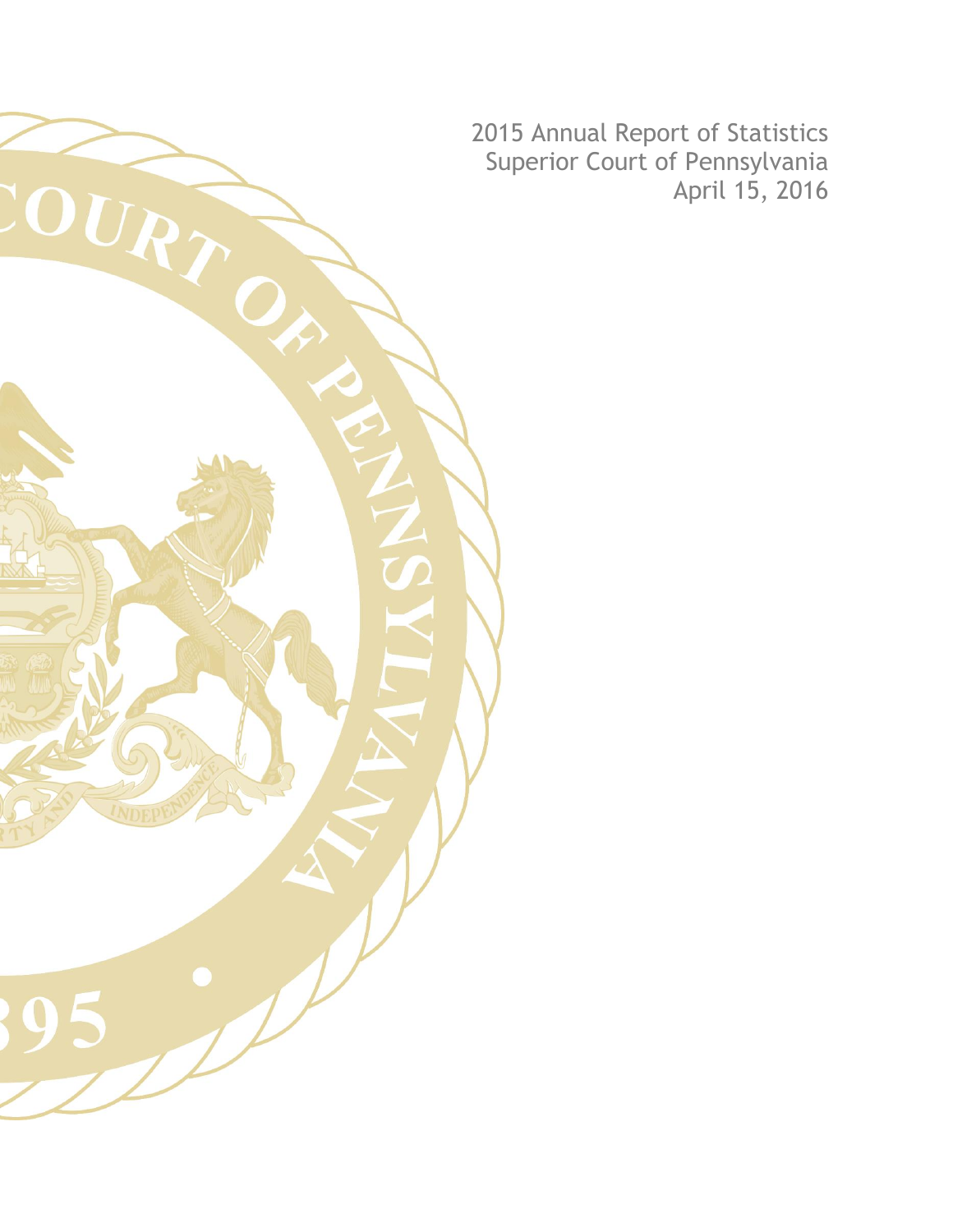2015 Annual Report of Statistics
Superior Court of Pennsylvania
April 15, 2016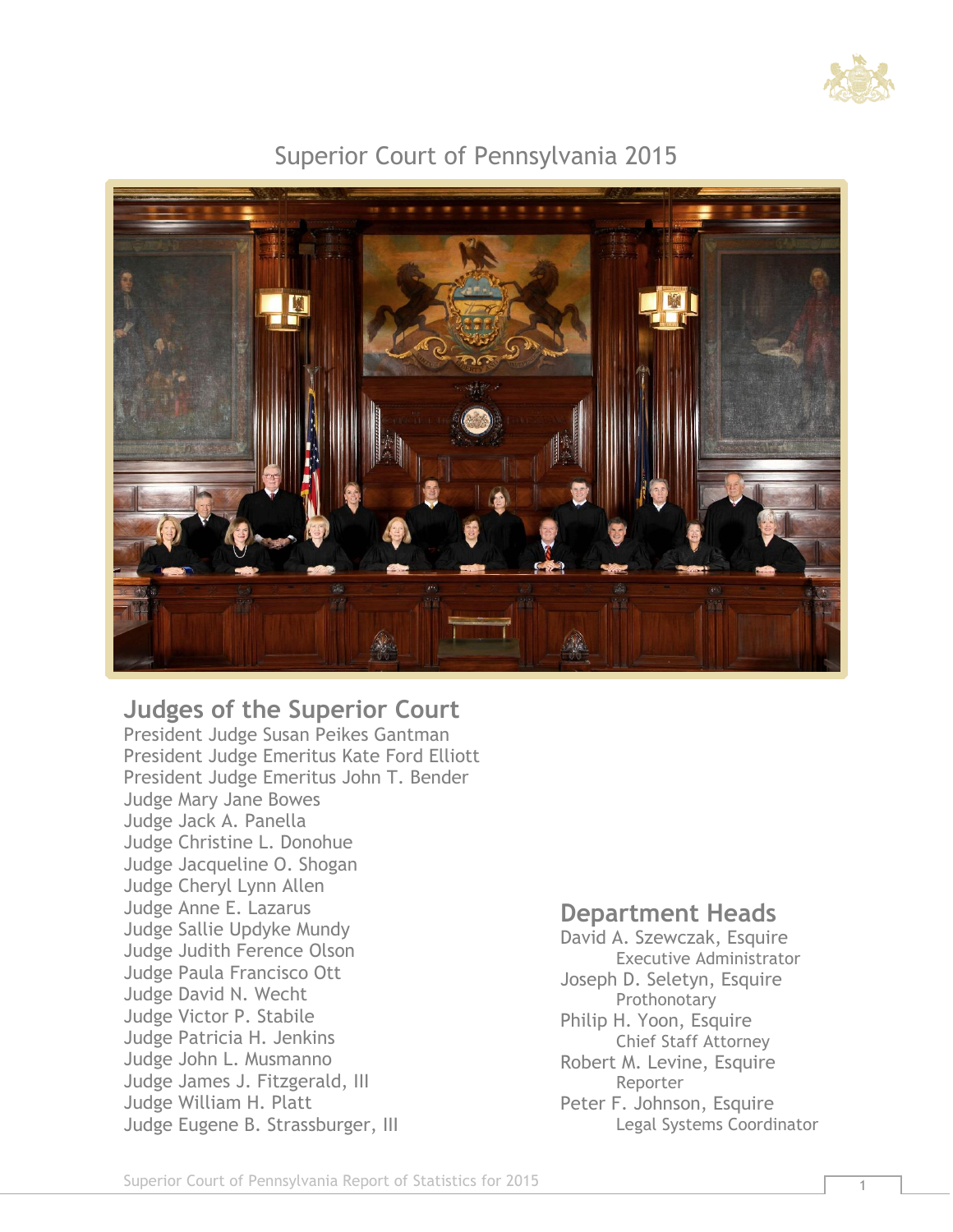# Superior Court of Pennsylvania 2015

## Judges of the Superior Court

President Judge Susan Peikes Gantman
President Judge Emeritus Kate Ford Elliott
President Judge Emeritus John T. Bender
Judge Mary Jane Bowes
Judge Jack A. Panella
Judge Christine L. Donohue
Judge Jacqueline O. Shogan
Judge Cheryl Lynn Allen
Judge Anne E. Lazarus
Judge Sallie Updyke Mundy
Judge Judith Ference Olson
Judge Paula Francisco Ott
Judge David N. Wecht
Judge Victor P. Stabile
Judge Patricia H. Jenkins
Judge John L. Musmanno
Judge James J. Fitzgerald, III
Judge William H. Platt
Judge Eugene B. Strassburger, III

## Department Heads

David A. Szewczak, Esquire
Executive Administrator

Joseph D. Seletyn, Esquire
Prothonotary

Philip H. Yoon, Esquire
Chief Staff Attorney

Robert M. Levine, Esquire
Reporter

Peter F. Johnson, Esquire
Legal Systems Coordinator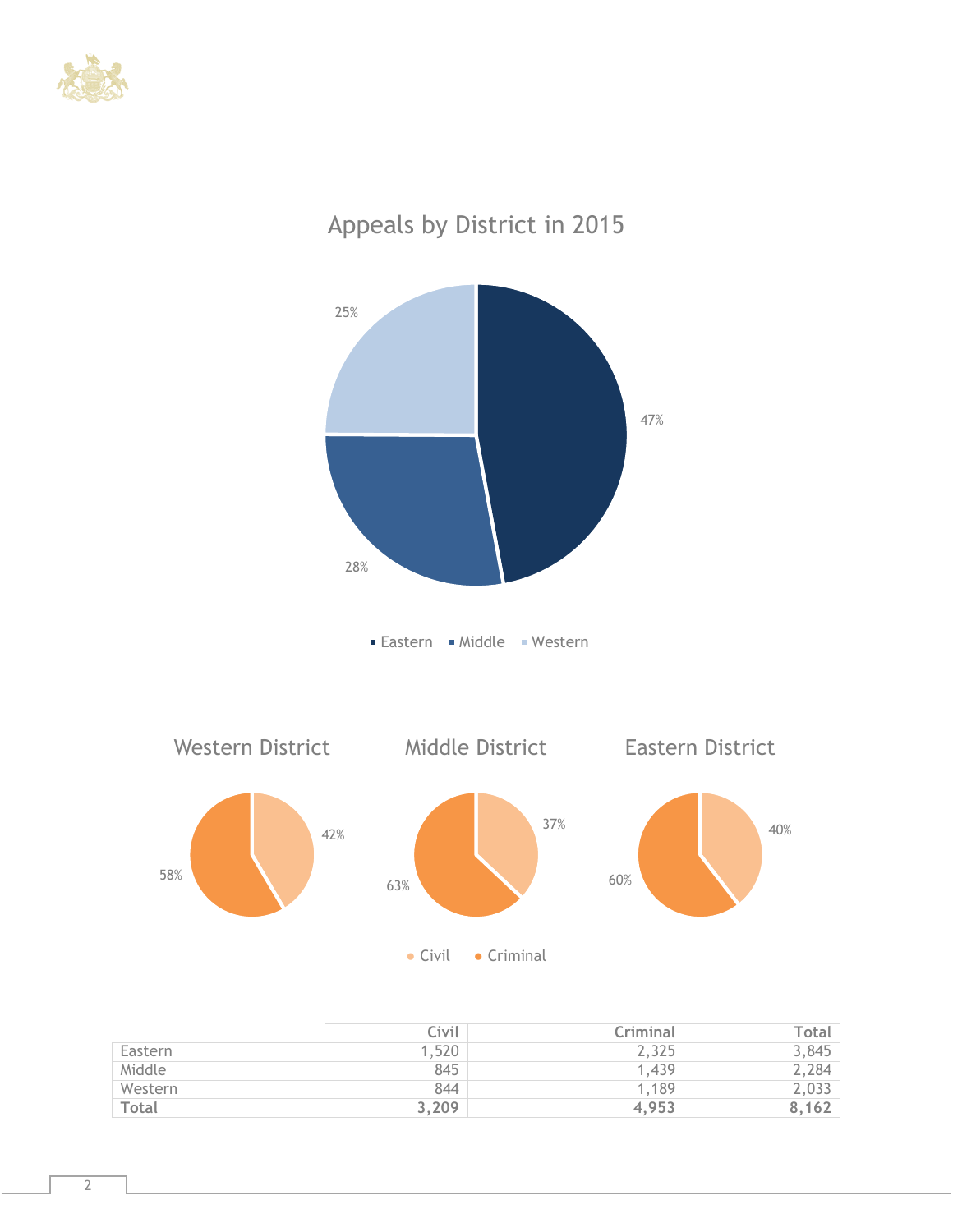## Appeals by District in 2015

Eastern 47% · Middle 28% · Western 25%

### Western District

Civil 42% · Criminal 58%

### Middle District

Civil 37% · Criminal 63%

### Eastern District

Civil 40% · Criminal 60%

| | Civil | Criminal | Total |
|---|---|---|---|
| Eastern | 1,520 | 2,325 | 3,845 |
| Middle | 845 | 1,439 | 2,284 |
| Western | 844 | 1,189 | 2,033 |
| **Total** | **3,209** | **4,953** | **8,162** |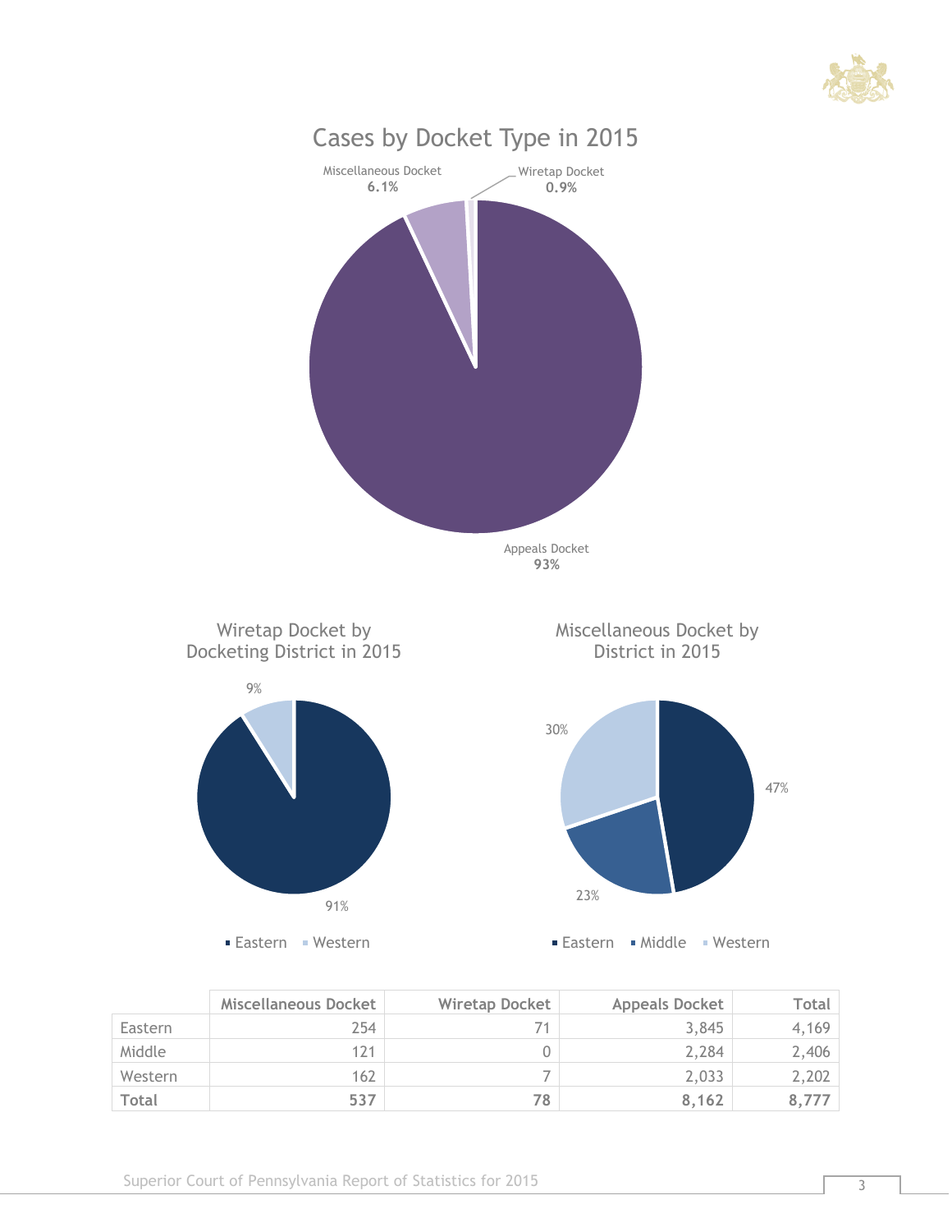## Cases by Docket Type in 2015

Miscellaneous Docket **6.1%**

Wiretap Docket **0.9%**

Appeals Docket **93%**

### Wiretap Docket by Docketing District in 2015

Eastern 91%, Western 9%

### Miscellaneous Docket by District in 2015

Eastern 47%, Middle 23%, Western 30%

| | Miscellaneous Docket | Wiretap Docket | Appeals Docket | Total |
|---|---|---|---|---|
| Eastern | 254 | 71 | 3,845 | 4,169 |
| Middle | 121 | 0 | 2,284 | 2,406 |
| Western | 162 | 7 | 2,033 | 2,202 |
| **Total** | **537** | **78** | **8,162** | **8,777** |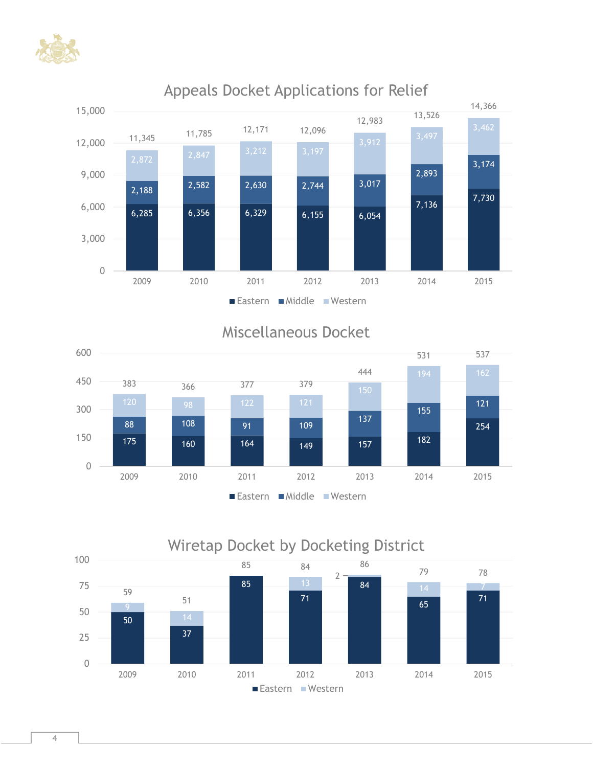## Appeals Docket Applications for Relief

| Year | Eastern | Middle | Western | Total |
|---|---|---|---|---|
| 2009 | 6,285 | 2,188 | 2,872 | 11,345 |
| 2010 | 6,356 | 2,582 | 2,847 | 11,785 |
| 2011 | 6,329 | 2,630 | 3,212 | 12,171 |
| 2012 | 6,155 | 2,744 | 3,197 | 12,096 |
| 2013 | 6,054 | 3,017 | 3,912 | 12,983 |
| 2014 | 7,136 | 2,893 | 3,497 | 13,526 |
| 2015 | 7,730 | 3,174 | 3,462 | 14,366 |

## Miscellaneous Docket

| Year | Eastern | Middle | Western | Total |
|---|---|---|---|---|
| 2009 | 175 | 88 | 120 | 383 |
| 2010 | 160 | 108 | 98 | 366 |
| 2011 | 164 | 91 | 122 | 377 |
| 2012 | 149 | 109 | 121 | 379 |
| 2013 | 157 | 137 | 150 | 444 |
| 2014 | 182 | 155 | 194 | 531 |
| 2015 | 254 | 121 | 162 | 537 |

## Wiretap Docket by Docketing District

| Year | Eastern | Western | Total |
|---|---|---|---|
| 2009 | 50 | 9 | 59 |
| 2010 | 37 | 14 | 51 |
| 2011 | 85 | | 85 |
| 2012 | 71 | 13 | 84 |
| 2013 | 84 | 2 | 86 |
| 2014 | 65 | 14 | 79 |
| 2015 | 71 | 7 | 78 |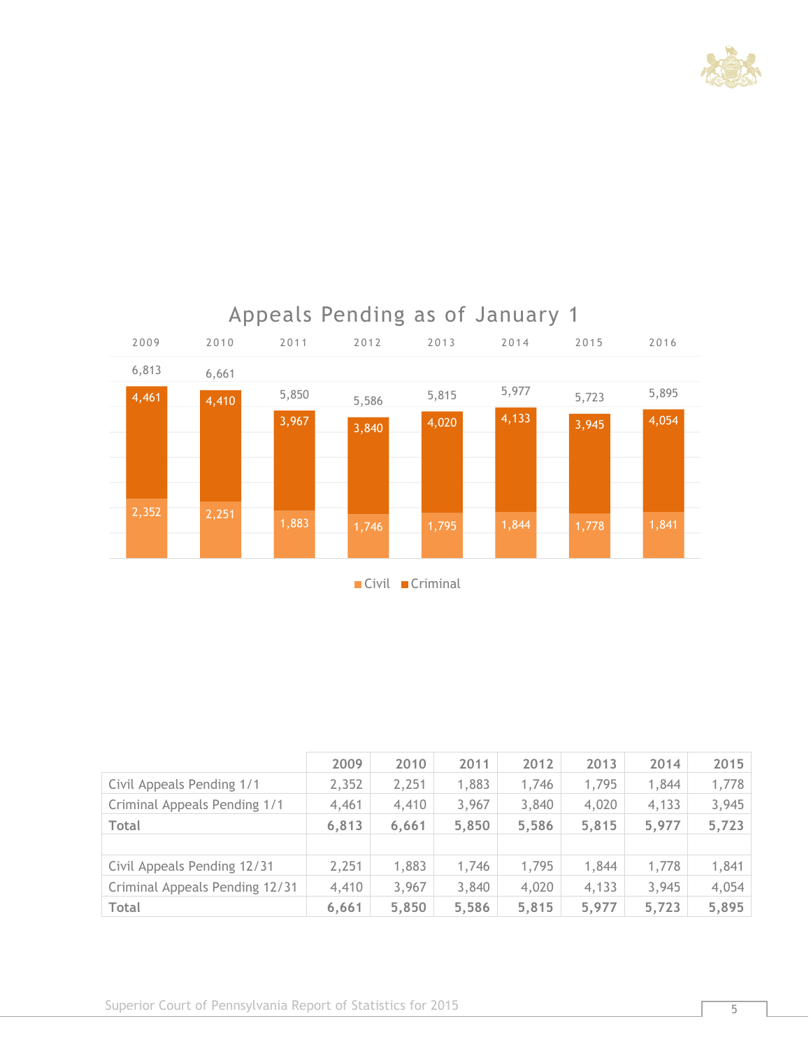## Appeals Pending as of January 1

| | 2009 | 2010 | 2011 | 2012 | 2013 | 2014 | 2015 | 2016 |
|---|---|---|---|---|---|---|---|---|
| Total | 6,813 | 6,661 | 5,850 | 5,586 | 5,815 | 5,977 | 5,723 | 5,895 |
| Criminal | 4,461 | 4,410 | 3,967 | 3,840 | 4,020 | 4,133 | 3,945 | 4,054 |
| Civil | 2,352 | 2,251 | 1,883 | 1,746 | 1,795 | 1,844 | 1,778 | 1,841 |

| | 2009 | 2010 | 2011 | 2012 | 2013 | 2014 | 2015 |
|---|---|---|---|---|---|---|---|
| Civil Appeals Pending 1/1 | 2,352 | 2,251 | 1,883 | 1,746 | 1,795 | 1,844 | 1,778 |
| Criminal Appeals Pending 1/1 | 4,461 | 4,410 | 3,967 | 3,840 | 4,020 | 4,133 | 3,945 |
| **Total** | **6,813** | **6,661** | **5,850** | **5,586** | **5,815** | **5,977** | **5,723** |
| | | | | | | | |
| Civil Appeals Pending 12/31 | 2,251 | 1,883 | 1,746 | 1,795 | 1,844 | 1,778 | 1,841 |
| Criminal Appeals Pending 12/31 | 4,410 | 3,967 | 3,840 | 4,020 | 4,133 | 3,945 | 4,054 |
| **Total** | **6,661** | **5,850** | **5,586** | **5,815** | **5,977** | **5,723** | **5,895** |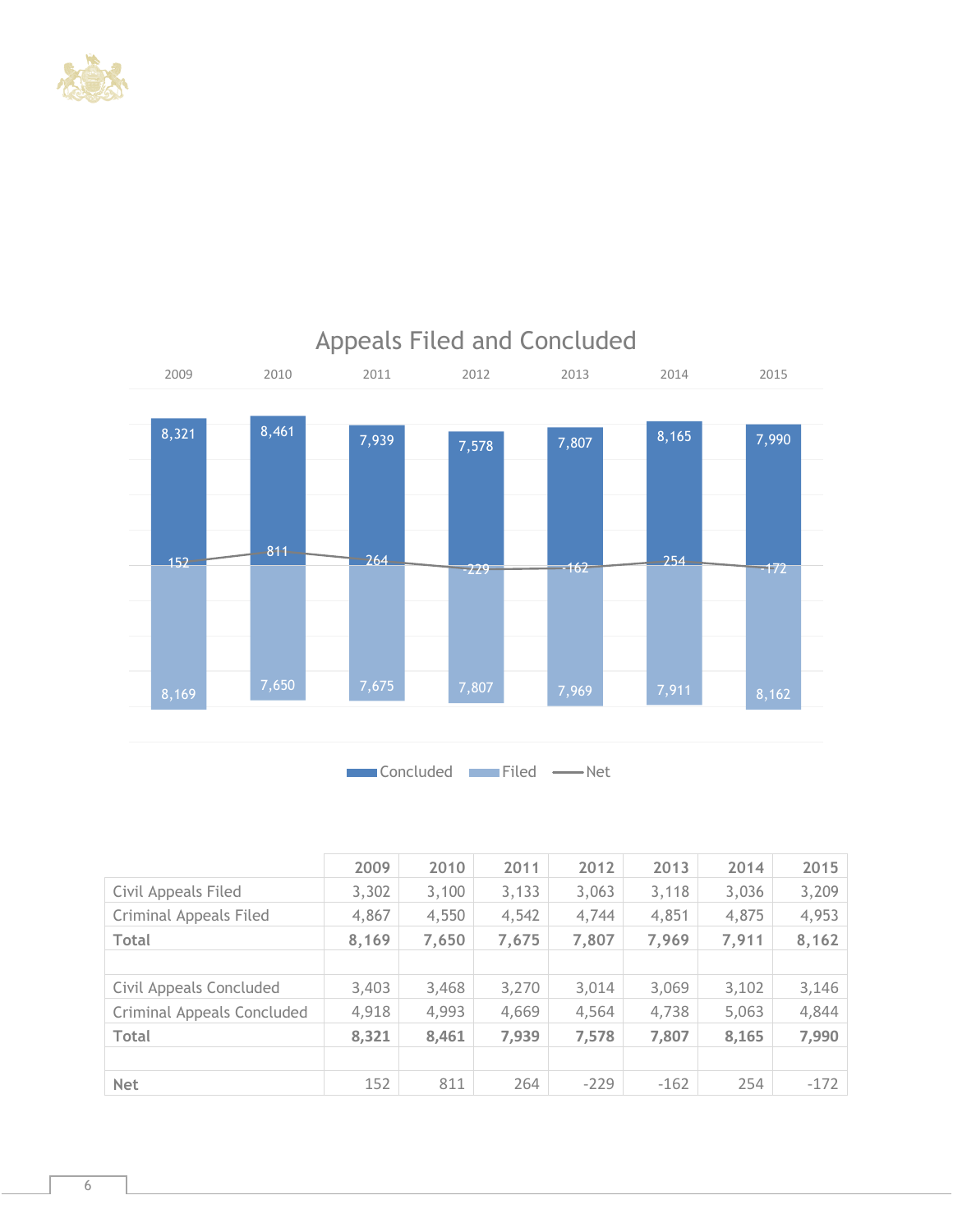## Appeals Filed and Concluded

| Year | Concluded | Filed | Net |
|---|---|---|---|
| 2009 | 8,321 | 8,169 | 152 |
| 2010 | 8,461 | 7,650 | 811 |
| 2011 | 7,939 | 7,675 | 264 |
| 2012 | 7,578 | 7,807 | -229 |
| 2013 | 7,807 | 7,969 | -162 |
| 2014 | 8,165 | 7,911 | 254 |
| 2015 | 7,990 | 8,162 | -172 |

| | 2009 | 2010 | 2011 | 2012 | 2013 | 2014 | 2015 |
|---|---|---|---|---|---|---|---|
| Civil Appeals Filed | 3,302 | 3,100 | 3,133 | 3,063 | 3,118 | 3,036 | 3,209 |
| Criminal Appeals Filed | 4,867 | 4,550 | 4,542 | 4,744 | 4,851 | 4,875 | 4,953 |
| **Total** | **8,169** | **7,650** | **7,675** | **7,807** | **7,969** | **7,911** | **8,162** |
| | | | | | | | |
| Civil Appeals Concluded | 3,403 | 3,468 | 3,270 | 3,014 | 3,069 | 3,102 | 3,146 |
| Criminal Appeals Concluded | 4,918 | 4,993 | 4,669 | 4,564 | 4,738 | 5,063 | 4,844 |
| **Total** | **8,321** | **8,461** | **7,939** | **7,578** | **7,807** | **8,165** | **7,990** |
| | | | | | | | |
| **Net** | 152 | 811 | 264 | -229 | -162 | 254 | -172 |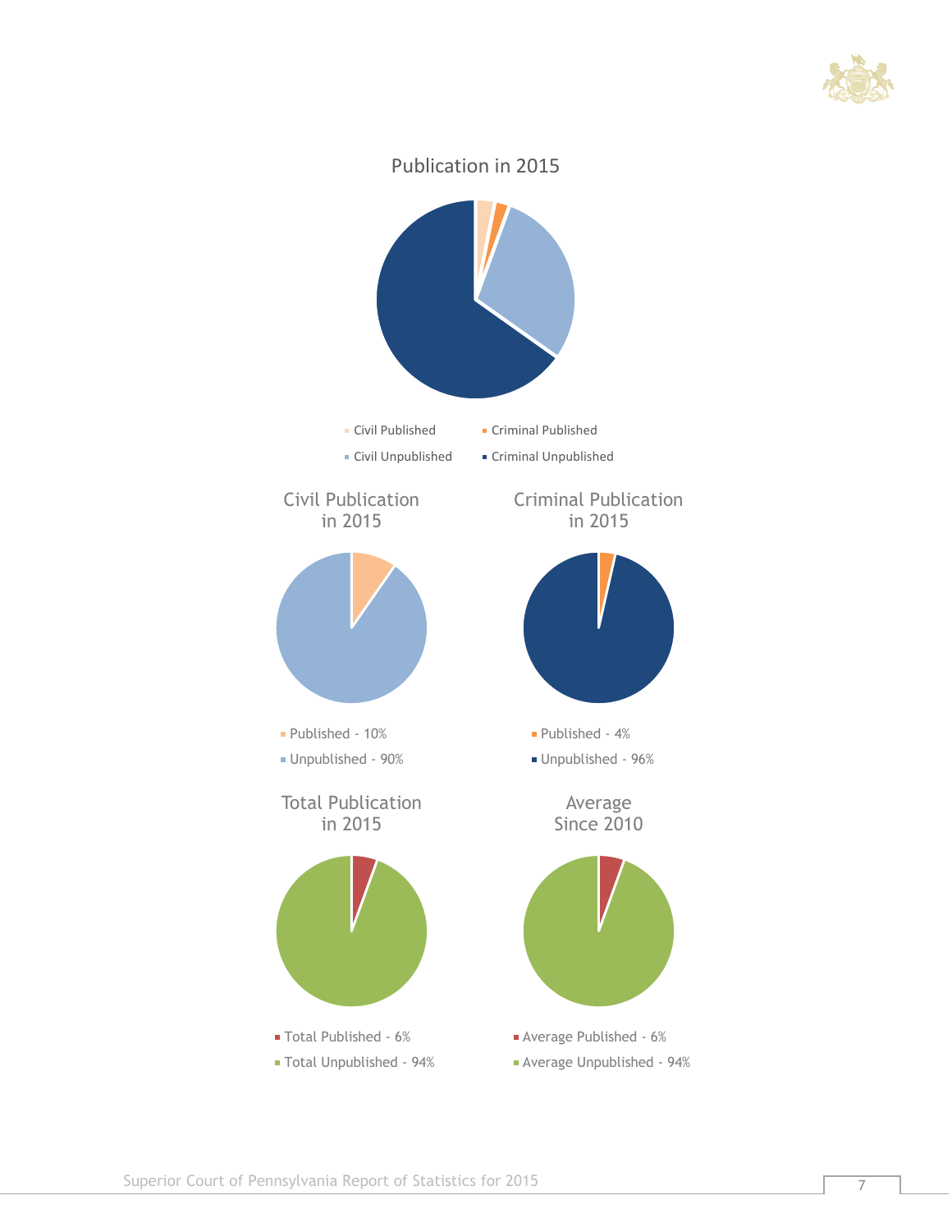Publication in 2015

- Civil Published
- Criminal Published
- Civil Unpublished
- Criminal Unpublished

Civil Publication in 2015

- Published - 10%
- Unpublished - 90%

Criminal Publication in 2015

- Published - 4%
- Unpublished - 96%

Total Publication in 2015

- Total Published - 6%
- Total Unpublished - 94%

Average Since 2010

- Average Published - 6%
- Average Unpublished - 94%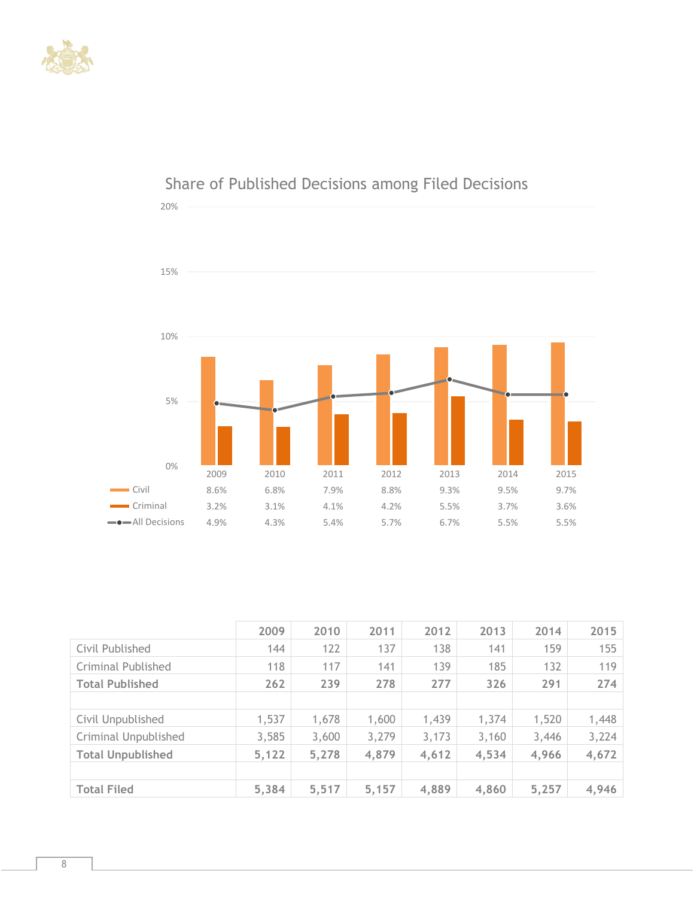## Share of Published Decisions among Filed Decisions

| | 2009 | 2010 | 2011 | 2012 | 2013 | 2014 | 2015 |
|---|---|---|---|---|---|---|---|
| Civil | 8.6% | 6.8% | 7.9% | 8.8% | 9.3% | 9.5% | 9.7% |
| Criminal | 3.2% | 3.1% | 4.1% | 4.2% | 5.5% | 3.7% | 3.6% |
| All Decisions | 4.9% | 4.3% | 5.4% | 5.7% | 6.7% | 5.5% | 5.5% |

| | 2009 | 2010 | 2011 | 2012 | 2013 | 2014 | 2015 |
|---|---|---|---|---|---|---|---|
| Civil Published | 144 | 122 | 137 | 138 | 141 | 159 | 155 |
| Criminal Published | 118 | 117 | 141 | 139 | 185 | 132 | 119 |
| **Total Published** | **262** | **239** | **278** | **277** | **326** | **291** | **274** |
| | | | | | | | |
| Civil Unpublished | 1,537 | 1,678 | 1,600 | 1,439 | 1,374 | 1,520 | 1,448 |
| Criminal Unpublished | 3,585 | 3,600 | 3,279 | 3,173 | 3,160 | 3,446 | 3,224 |
| **Total Unpublished** | **5,122** | **5,278** | **4,879** | **4,612** | **4,534** | **4,966** | **4,672** |
| | | | | | | | |
| **Total Filed** | **5,384** | **5,517** | **5,157** | **4,889** | **4,860** | **5,257** | **4,946** |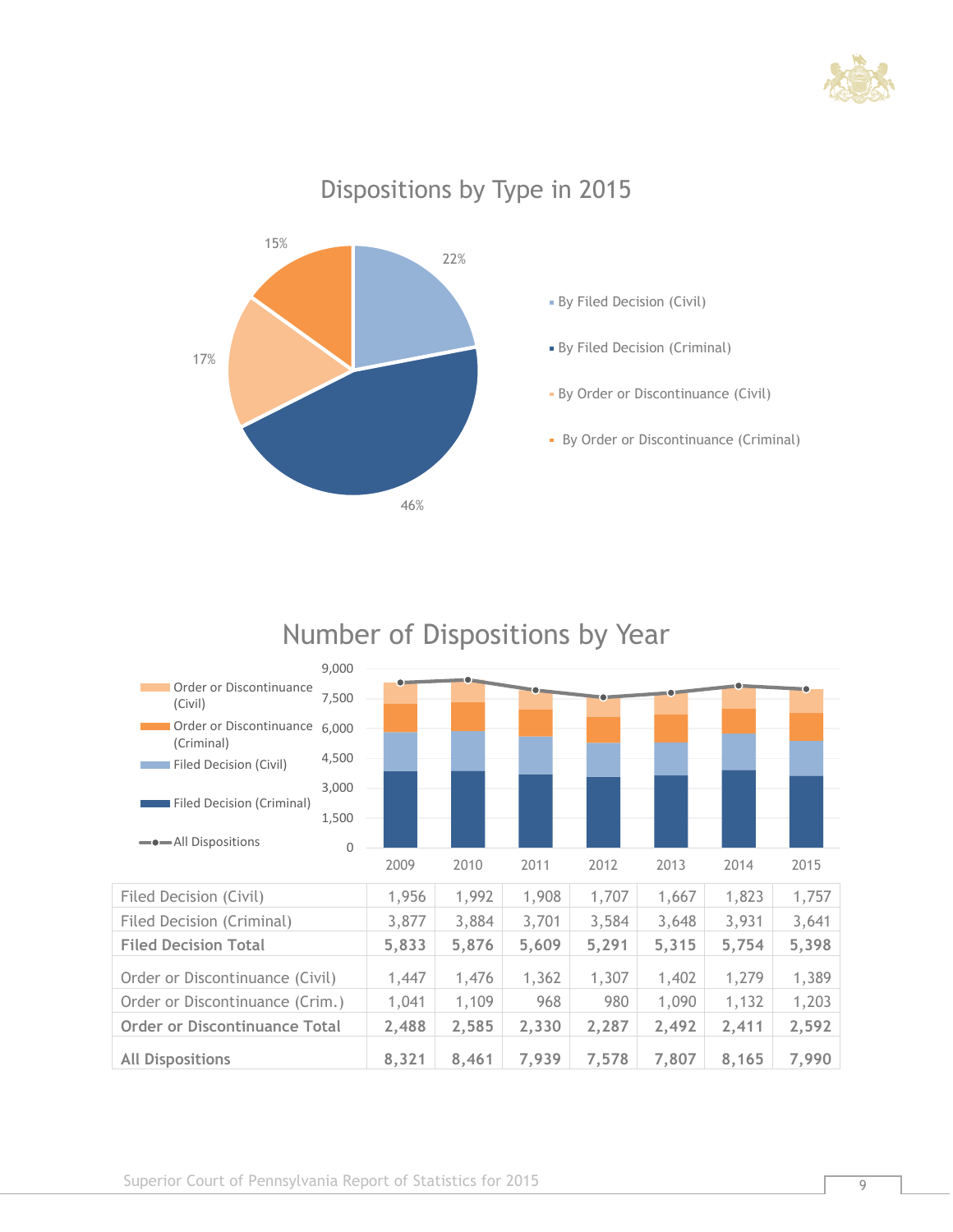## Dispositions by Type in 2015

- By Filed Decision (Civil): 22%
- By Filed Decision (Criminal): 46%
- By Order or Discontinuance (Civil): 17%
- By Order or Discontinuance (Criminal): 15%

## Number of Dispositions by Year

| | 2009 | 2010 | 2011 | 2012 | 2013 | 2014 | 2015 |
|---|---|---|---|---|---|---|---|
| Filed Decision (Civil) | 1,956 | 1,992 | 1,908 | 1,707 | 1,667 | 1,823 | 1,757 |
| Filed Decision (Criminal) | 3,877 | 3,884 | 3,701 | 3,584 | 3,648 | 3,931 | 3,641 |
| **Filed Decision Total** | **5,833** | **5,876** | **5,609** | **5,291** | **5,315** | **5,754** | **5,398** |
| Order or Discontinuance (Civil) | 1,447 | 1,476 | 1,362 | 1,307 | 1,402 | 1,279 | 1,389 |
| Order or Discontinuance (Crim.) | 1,041 | 1,109 | 968 | 980 | 1,090 | 1,132 | 1,203 |
| **Order or Discontinuance Total** | **2,488** | **2,585** | **2,330** | **2,287** | **2,492** | **2,411** | **2,592** |
| **All Dispositions** | **8,321** | **8,461** | **7,939** | **7,578** | **7,807** | **8,165** | **7,990** |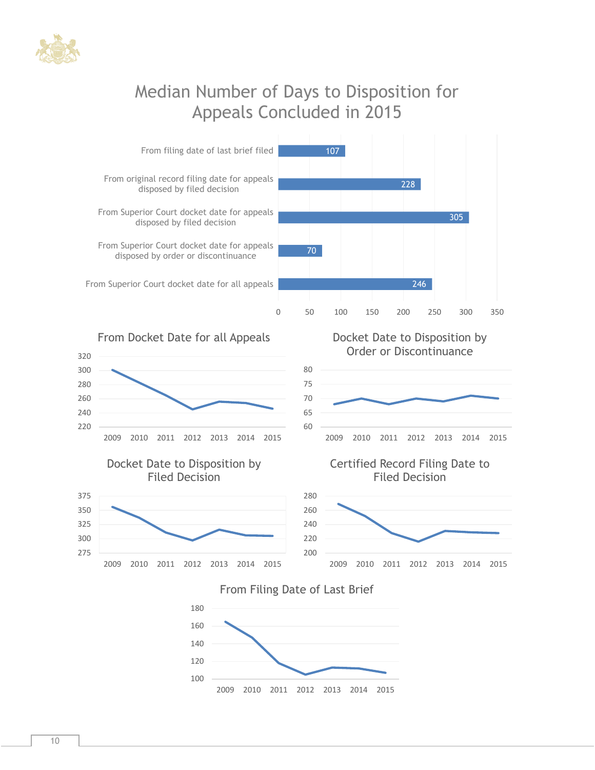## Median Number of Days to Disposition for Appeals Concluded in 2015

| Measure | Days |
|---|---|
| From filing date of last brief filed | 107 |
| From original record filing date for appeals disposed by filed decision | 228 |
| From Superior Court docket date for appeals disposed by filed decision | 305 |
| From Superior Court docket date for appeals disposed by order or discontinuance | 70 |
| From Superior Court docket date for all appeals | 246 |

### From Docket Date for all Appeals

### Docket Date to Disposition by Order or Discontinuance

### Docket Date to Disposition by Filed Decision

### Certified Record Filing Date to Filed Decision

### From Filing Date of Last Brief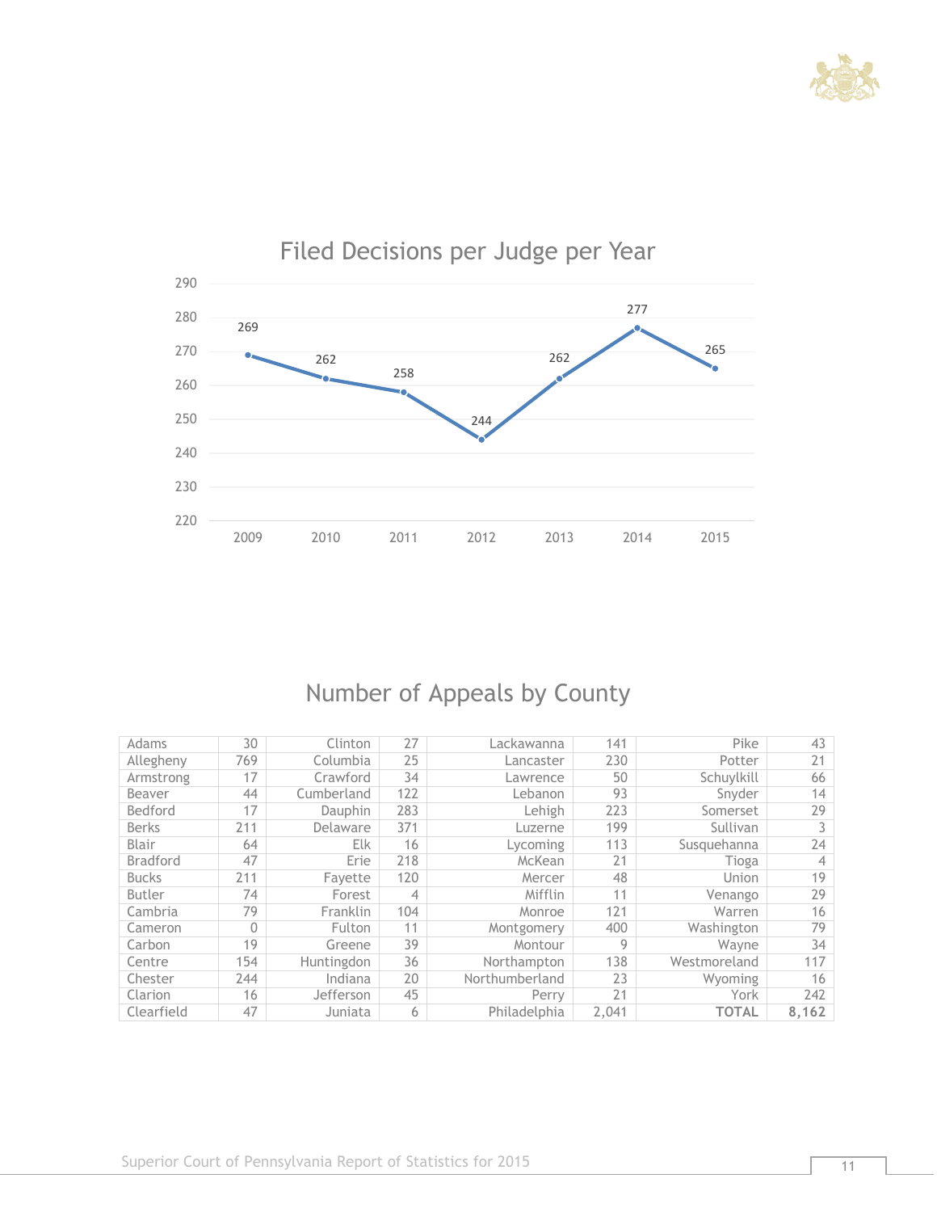## Filed Decisions per Judge per Year

| Year | Filed Decisions per Judge |
|---|---|
| 2009 | 269 |
| 2010 | 262 |
| 2011 | 258 |
| 2012 | 244 |
| 2013 | 262 |
| 2014 | 277 |
| 2015 | 265 |

## Number of Appeals by County

| County | Appeals | County | Appeals | County | Appeals | County | Appeals |
|---|---|---|---|---|---|---|---|
| Adams | 30 | Clinton | 27 | Lackawanna | 141 | Pike | 43 |
| Allegheny | 769 | Columbia | 25 | Lancaster | 230 | Potter | 21 |
| Armstrong | 17 | Crawford | 34 | Lawrence | 50 | Schuylkill | 66 |
| Beaver | 44 | Cumberland | 122 | Lebanon | 93 | Snyder | 14 |
| Bedford | 17 | Dauphin | 283 | Lehigh | 223 | Somerset | 29 |
| Berks | 211 | Delaware | 371 | Luzerne | 199 | Sullivan | 3 |
| Blair | 64 | Elk | 16 | Lycoming | 113 | Susquehanna | 24 |
| Bradford | 47 | Erie | 218 | McKean | 21 | Tioga | 4 |
| Bucks | 211 | Fayette | 120 | Mercer | 48 | Union | 19 |
| Butler | 74 | Forest | 4 | Mifflin | 11 | Venango | 29 |
| Cambria | 79 | Franklin | 104 | Monroe | 121 | Warren | 16 |
| Cameron | 0 | Fulton | 11 | Montgomery | 400 | Washington | 79 |
| Carbon | 19 | Greene | 39 | Montour | 9 | Wayne | 34 |
| Centre | 154 | Huntingdon | 36 | Northampton | 138 | Westmoreland | 117 |
| Chester | 244 | Indiana | 20 | Northumberland | 23 | Wyoming | 16 |
| Clarion | 16 | Jefferson | 45 | Perry | 21 | York | 242 |
| Clearfield | 47 | Juniata | 6 | Philadelphia | 2,041 | **TOTAL** | **8,162** |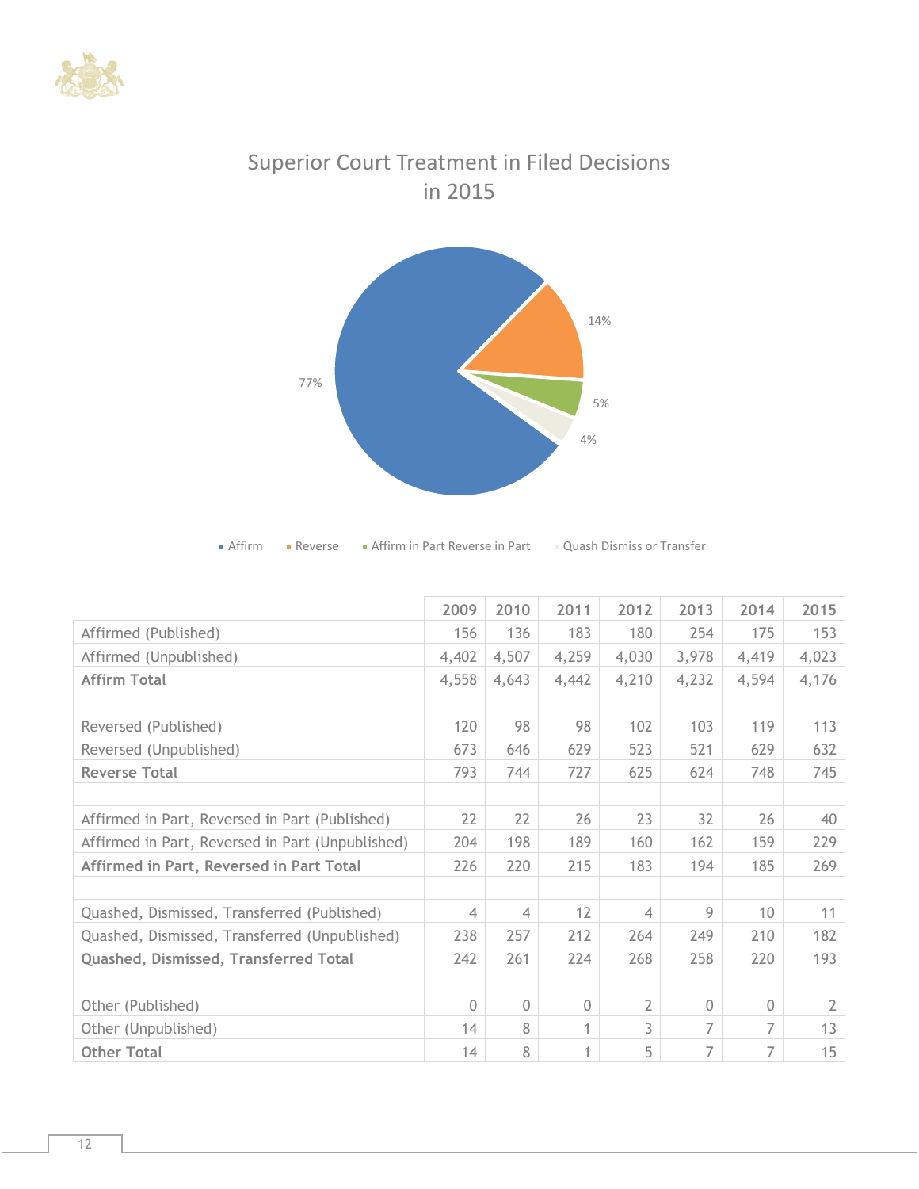## Superior Court Treatment in Filed Decisions in 2015

77%

14%

5%

4%

■ Affirm ■ Reverse ■ Affirm in Part Reverse in Part ■ Quash Dismiss or Transfer

| | 2009 | 2010 | 2011 | 2012 | 2013 | 2014 | 2015 |
|---|---|---|---|---|---|---|---|
| Affirmed (Published) | 156 | 136 | 183 | 180 | 254 | 175 | 153 |
| Affirmed (Unpublished) | 4,402 | 4,507 | 4,259 | 4,030 | 3,978 | 4,419 | 4,023 |
| **Affirm Total** | 4,558 | 4,643 | 4,442 | 4,210 | 4,232 | 4,594 | 4,176 |
| | | | | | | | |
| Reversed (Published) | 120 | 98 | 98 | 102 | 103 | 119 | 113 |
| Reversed (Unpublished) | 673 | 646 | 629 | 523 | 521 | 629 | 632 |
| **Reverse Total** | 793 | 744 | 727 | 625 | 624 | 748 | 745 |
| | | | | | | | |
| Affirmed in Part, Reversed in Part (Published) | 22 | 22 | 26 | 23 | 32 | 26 | 40 |
| Affirmed in Part, Reversed in Part (Unpublished) | 204 | 198 | 189 | 160 | 162 | 159 | 229 |
| **Affirmed in Part, Reversed in Part Total** | 226 | 220 | 215 | 183 | 194 | 185 | 269 |
| | | | | | | | |
| Quashed, Dismissed, Transferred (Published) | 4 | 4 | 12 | 4 | 9 | 10 | 11 |
| Quashed, Dismissed, Transferred (Unpublished) | 238 | 257 | 212 | 264 | 249 | 210 | 182 |
| **Quashed, Dismissed, Transferred Total** | 242 | 261 | 224 | 268 | 258 | 220 | 193 |
| | | | | | | | |
| Other (Published) | 0 | 0 | 0 | 2 | 0 | 0 | 2 |
| Other (Unpublished) | 14 | 8 | 1 | 3 | 7 | 7 | 13 |
| **Other Total** | 14 | 8 | 1 | 5 | 7 | 7 | 15 |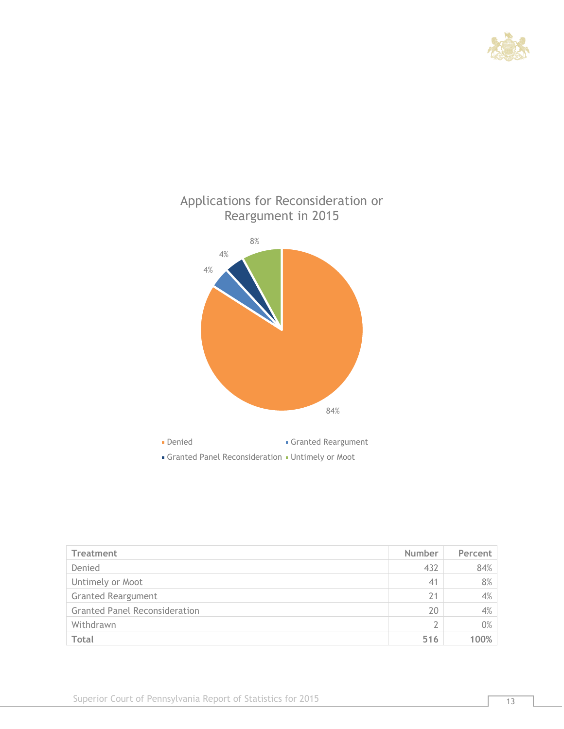## Applications for Reconsideration or Reargument in 2015

84%

8%

4%

4%

- Denied
- Granted Reargument
- Granted Panel Reconsideration
- Untimely or Moot

| Treatment | Number | Percent |
|---|---|---|
| Denied | 432 | 84% |
| Untimely or Moot | 41 | 8% |
| Granted Reargument | 21 | 4% |
| Granted Panel Reconsideration | 20 | 4% |
| Withdrawn | 2 | 0% |
| **Total** | **516** | **100%** |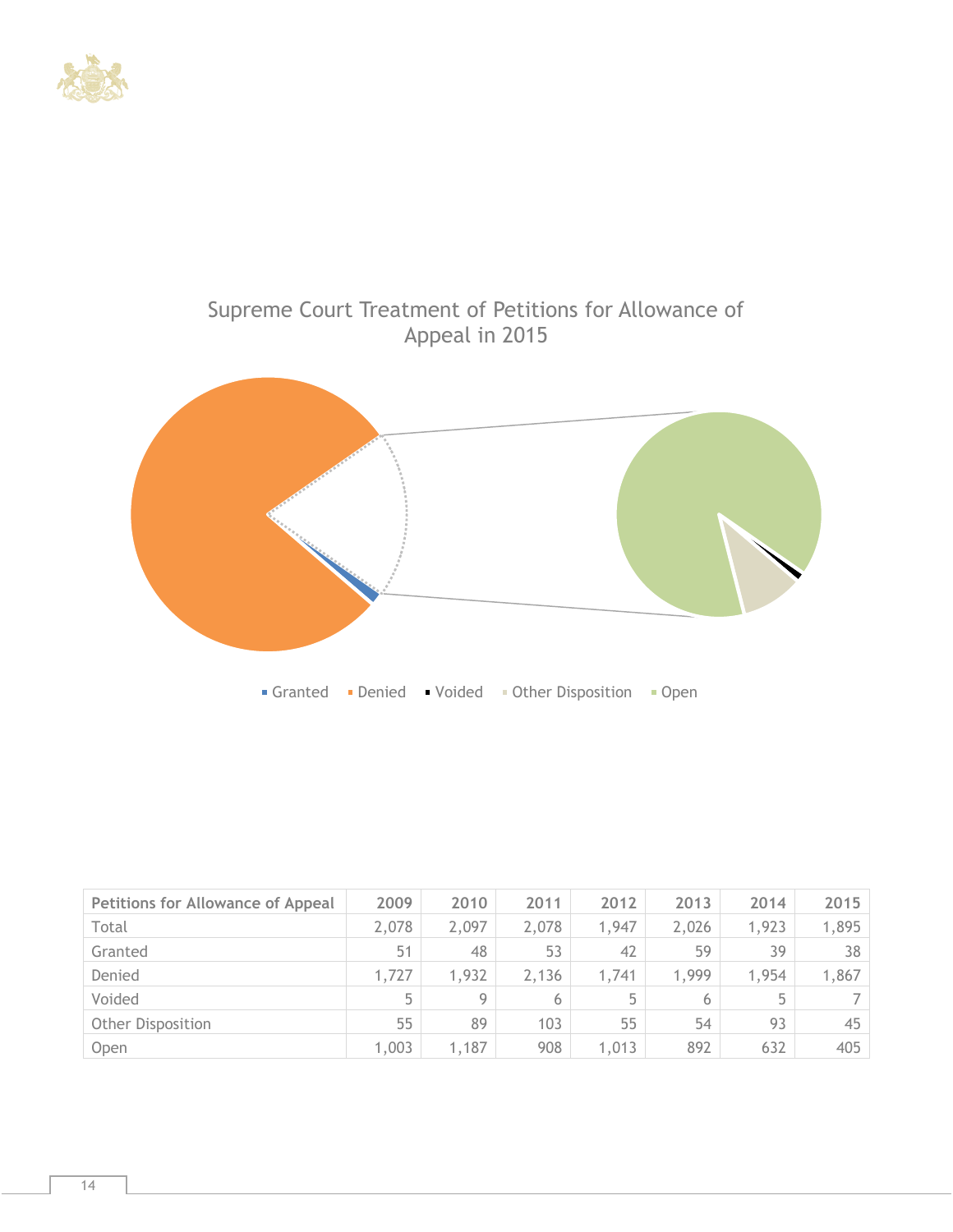Supreme Court Treatment of Petitions for Allowance of Appeal in 2015

Granted · Denied · Voided · Other Disposition · Open

| Petitions for Allowance of Appeal | 2009 | 2010 | 2011 | 2012 | 2013 | 2014 | 2015 |
|---|---|---|---|---|---|---|---|
| Total | 2,078 | 2,097 | 2,078 | 1,947 | 2,026 | 1,923 | 1,895 |
| Granted | 51 | 48 | 53 | 42 | 59 | 39 | 38 |
| Denied | 1,727 | 1,932 | 2,136 | 1,741 | 1,999 | 1,954 | 1,867 |
| Voided | 5 | 9 | 6 | 5 | 6 | 5 | 7 |
| Other Disposition | 55 | 89 | 103 | 55 | 54 | 93 | 45 |
| Open | 1,003 | 1,187 | 908 | 1,013 | 892 | 632 | 405 |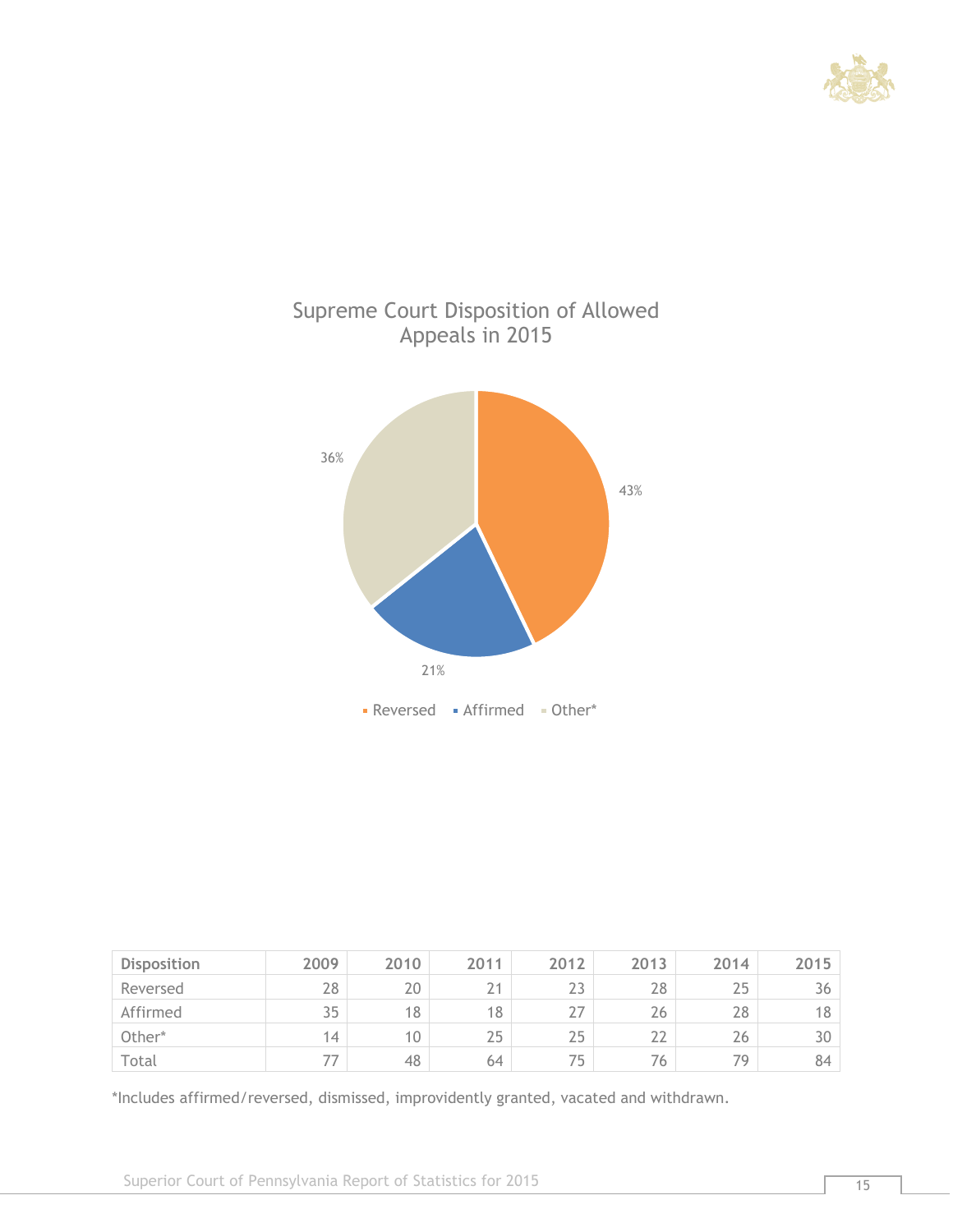## Supreme Court Disposition of Allowed Appeals in 2015

Reversed 43%
Affirmed 21%
Other* 36%

| Disposition | 2009 | 2010 | 2011 | 2012 | 2013 | 2014 | 2015 |
|---|---|---|---|---|---|---|---|
| Reversed | 28 | 20 | 21 | 23 | 28 | 25 | 36 |
| Affirmed | 35 | 18 | 18 | 27 | 26 | 28 | 18 |
| Other* | 14 | 10 | 25 | 25 | 22 | 26 | 30 |
| Total | 77 | 48 | 64 | 75 | 76 | 79 | 84 |

*Includes affirmed/reversed, dismissed, improvidently granted, vacated and withdrawn.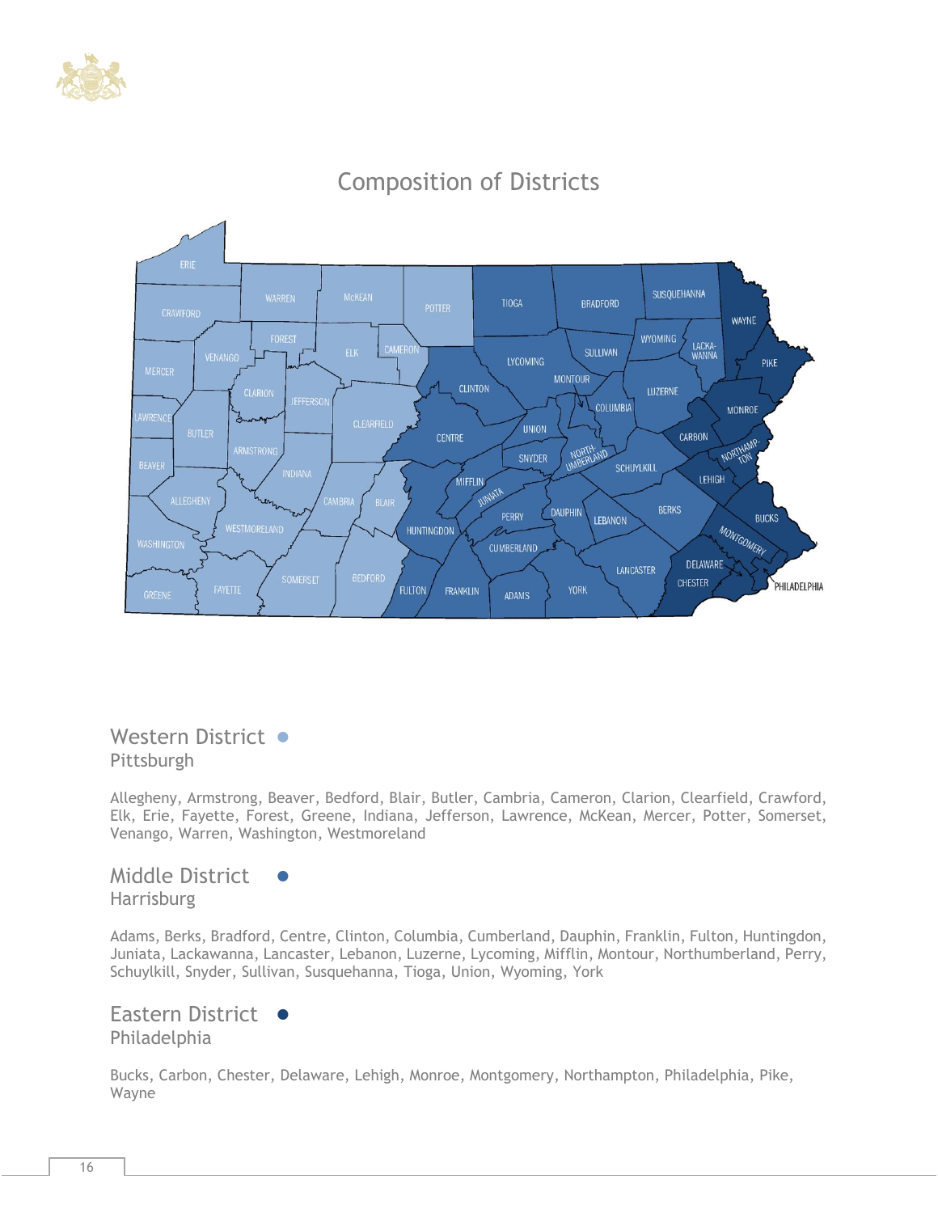## Composition of Districts

### Western District
Pittsburgh

Allegheny, Armstrong, Beaver, Bedford, Blair, Butler, Cambria, Cameron, Clarion, Clearfield, Crawford, Elk, Erie, Fayette, Forest, Greene, Indiana, Jefferson, Lawrence, McKean, Mercer, Potter, Somerset, Venango, Warren, Washington, Westmoreland

### Middle District
Harrisburg

Adams, Berks, Bradford, Centre, Clinton, Columbia, Cumberland, Dauphin, Franklin, Fulton, Huntingdon, Juniata, Lackawanna, Lancaster, Lebanon, Luzerne, Lycoming, Mifflin, Montour, Northumberland, Perry, Schuylkill, Snyder, Sullivan, Susquehanna, Tioga, Union, Wyoming, York

### Eastern District
Philadelphia

Bucks, Carbon, Chester, Delaware, Lehigh, Monroe, Montgomery, Northampton, Philadelphia, Pike, Wayne